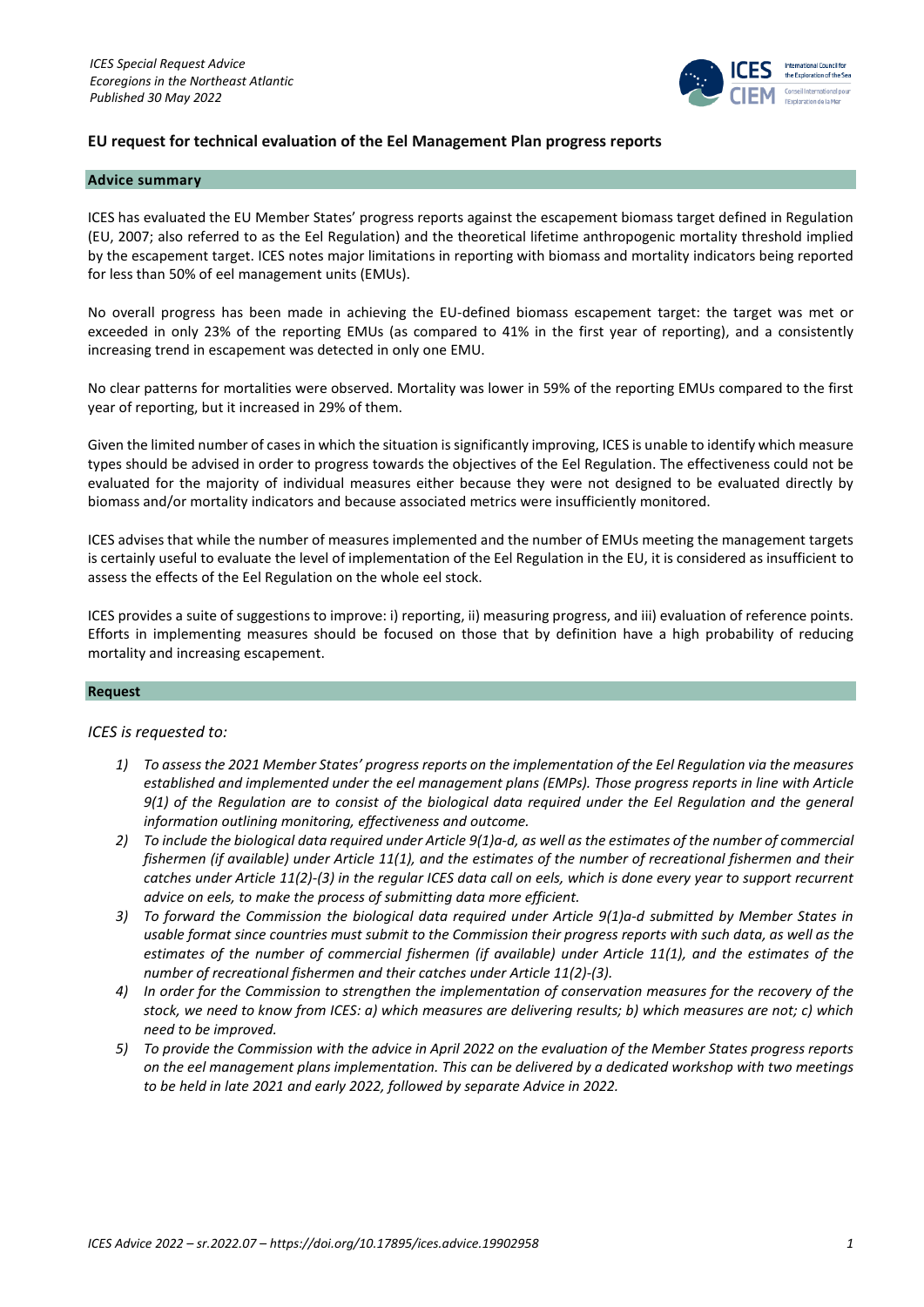## EU request for technical evaluation of the Eel Management Plan progress reports

### Advice summary

ICES has evaluated the EU Member States' progress reports against the escapement biomass target defined in Regulation (EU, 2007; also referred to as the Eel Regulation) and the theoretical lifetime anthropogenic mortality threshold implied by the escapement target. ICES notes major limitations in reporting with biomass and mortality indicators being reported for less than 50% of eel management units (EMUs).

No overall progress has been made in achieving the EU-defined biomass escapement target: the target was met or exceeded in only 23% of the reporting EMUs (as compared to 41% in the first year of reporting), and a consistently increasing trend in escapement was detected in only one EMU.

No clear patterns for mortalities were observed. Mortality was lower in 59% of the reporting EMUs compared to the first year of reporting, but it increased in 29% of them.

Given the limited number of cases in which the situation is significantly improving, ICES is unable to identify which measure types should be advised in order to progress towards the objectives of the Eel Regulation. The effectiveness could not be evaluated for the majority of individual measures either because they were not designed to be evaluated directly by biomass and/or mortality indicators and because associated metrics were insufficiently monitored.

ICES advises that while the number of measures implemented and the number of EMUs meeting the management targets is certainly useful to evaluate the level of implementation of the Eel Regulation in the EU, it is considered as insufficient to assess the effects of the Eel Regulation on the whole eel stock.

ICES provides a suite of suggestions to improve: i) reporting, ii) measuring progress, and iii) evaluation of reference points. Efforts in implementing measures should be focused on those that by definition have a high probability of reducing mortality and increasing escapement.

### Request

*ICES is requested to:*

1) *To assess the 2021 Member States' progress reports on the implementation of the Eel Regulation via the measures established and implemented under the eel management plans (EMPs). Those progress reports in line with Article 9(1) of the Regulation are to consist of the biological data required under the Eel Regulation and the general information outlining monitoring, effectiveness and outcome.*
2) *To include the biological data required under Article 9(1)a-d, as well as the estimates of the number of commercial fishermen (if available) under Article 11(1), and the estimates of the number of recreational fishermen and their catches under Article 11(2)-(3) in the regular ICES data call on eels, which is done every year to support recurrent advice on eels, to make the process of submitting data more efficient.*
3) *To forward the Commission the biological data required under Article 9(1)a-d submitted by Member States in usable format since countries must submit to the Commission their progress reports with such data, as well as the estimates of the number of commercial fishermen (if available) under Article 11(1), and the estimates of the number of recreational fishermen and their catches under Article 11(2)-(3).*
4) *In order for the Commission to strengthen the implementation of conservation measures for the recovery of the stock, we need to know from ICES: a) which measures are delivering results; b) which measures are not; c) which need to be improved.*
5) *To provide the Commission with the advice in April 2022 on the evaluation of the Member States progress reports on the eel management plans implementation. This can be delivered by a dedicated workshop with two meetings to be held in late 2021 and early 2022, followed by separate Advice in 2022.*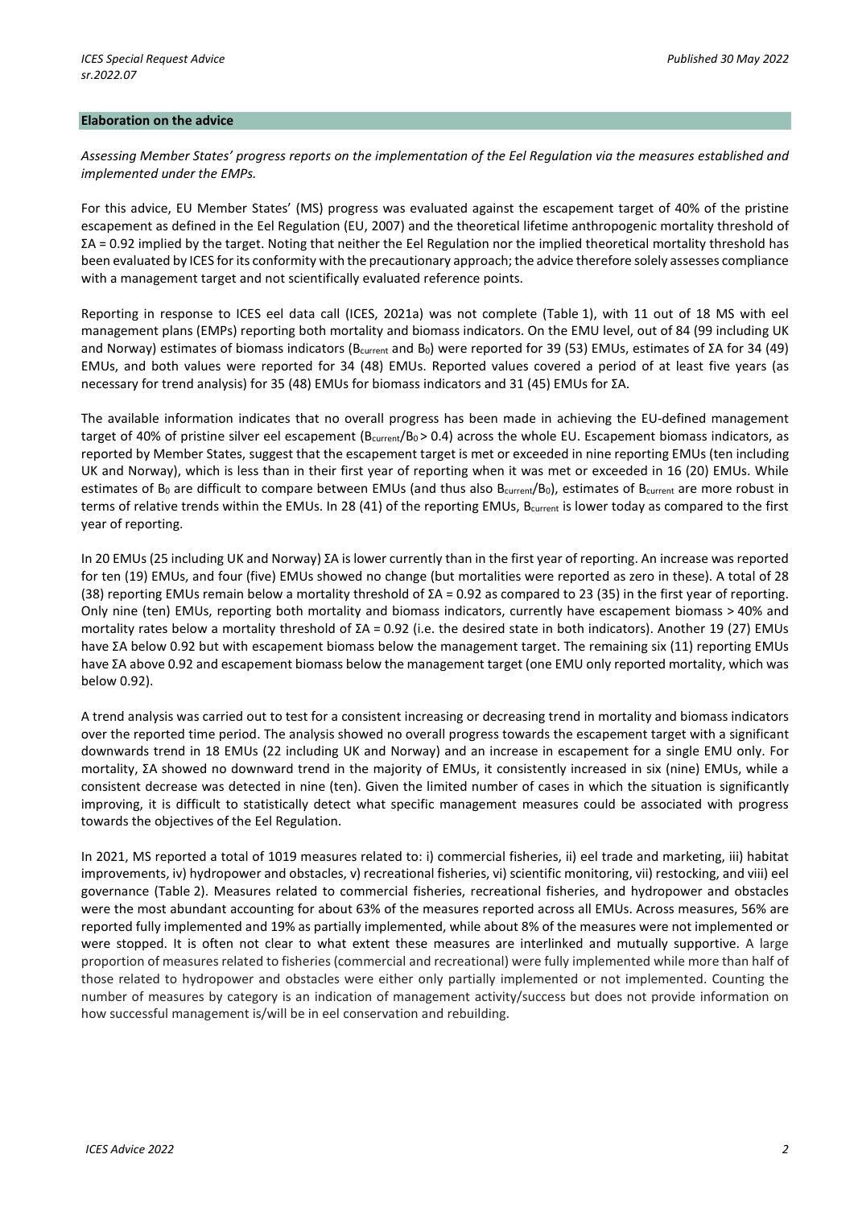## Elaboration on the advice

*Assessing Member States' progress reports on the implementation of the Eel Regulation via the measures established and implemented under the EMPs.*

For this advice, EU Member States' (MS) progress was evaluated against the escapement target of 40% of the pristine escapement as defined in the Eel Regulation (EU, 2007) and the theoretical lifetime anthropogenic mortality threshold of $\Sigma A = 0.92$ implied by the target. Noting that neither the Eel Regulation nor the implied theoretical mortality threshold has been evaluated by ICES for its conformity with the precautionary approach; the advice therefore solely assesses compliance with a management target and not scientifically evaluated reference points.

Reporting in response to ICES eel data call (ICES, 2021a) was not complete (Table 1), with 11 out of 18 MS with eel management plans (EMPs) reporting both mortality and biomass indicators. On the EMU level, out of 84 (99 including UK and Norway) estimates of biomass indicators ($B_{current}$ and $B_0$) were reported for 39 (53) EMUs, estimates of $\Sigma A$ for 34 (49) EMUs, and both values were reported for 34 (48) EMUs. Reported values covered a period of at least five years (as necessary for trend analysis) for 35 (48) EMUs for biomass indicators and 31 (45) EMUs for $\Sigma A$.

The available information indicates that no overall progress has been made in achieving the EU-defined management target of 40% of pristine silver eel escapement ($B_{current}/B_0 > 0.4$) across the whole EU. Escapement biomass indicators, as reported by Member States, suggest that the escapement target is met or exceeded in nine reporting EMUs (ten including UK and Norway), which is less than in their first year of reporting when it was met or exceeded in 16 (20) EMUs. While estimates of $B_0$ are difficult to compare between EMUs (and thus also $B_{current}/B_0$), estimates of $B_{current}$ are more robust in terms of relative trends within the EMUs. In 28 (41) of the reporting EMUs, $B_{current}$ is lower today as compared to the first year of reporting.

In 20 EMUs (25 including UK and Norway) $\Sigma A$ is lower currently than in the first year of reporting. An increase was reported for ten (19) EMUs, and four (five) EMUs showed no change (but mortalities were reported as zero in these). A total of 28 (38) reporting EMUs remain below a mortality threshold of $\Sigma A = 0.92$ as compared to 23 (35) in the first year of reporting. Only nine (ten) EMUs, reporting both mortality and biomass indicators, currently have escapement biomass > 40% and mortality rates below a mortality threshold of $\Sigma A = 0.92$ (i.e. the desired state in both indicators). Another 19 (27) EMUs have $\Sigma A$ below 0.92 but with escapement biomass below the management target. The remaining six (11) reporting EMUs have $\Sigma A$ above 0.92 and escapement biomass below the management target (one EMU only reported mortality, which was below 0.92).

A trend analysis was carried out to test for a consistent increasing or decreasing trend in mortality and biomass indicators over the reported time period. The analysis showed no overall progress towards the escapement target with a significant downwards trend in 18 EMUs (22 including UK and Norway) and an increase in escapement for a single EMU only. For mortality, $\Sigma A$ showed no downward trend in the majority of EMUs, it consistently increased in six (nine) EMUs, while a consistent decrease was detected in nine (ten). Given the limited number of cases in which the situation is significantly improving, it is difficult to statistically detect what specific management measures could be associated with progress towards the objectives of the Eel Regulation.

In 2021, MS reported a total of 1019 measures related to: i) commercial fisheries, ii) eel trade and marketing, iii) habitat improvements, iv) hydropower and obstacles, v) recreational fisheries, vi) scientific monitoring, vii) restocking, and viii) eel governance (Table 2). Measures related to commercial fisheries, recreational fisheries, and hydropower and obstacles were the most abundant accounting for about 63% of the measures reported across all EMUs. Across measures, 56% are reported fully implemented and 19% as partially implemented, while about 8% of the measures were not implemented or were stopped. It is often not clear to what extent these measures are interlinked and mutually supportive. A large proportion of measures related to fisheries (commercial and recreational) were fully implemented while more than half of those related to hydropower and obstacles were either only partially implemented or not implemented. Counting the number of measures by category is an indication of management activity/success but does not provide information on how successful management is/will be in eel conservation and rebuilding.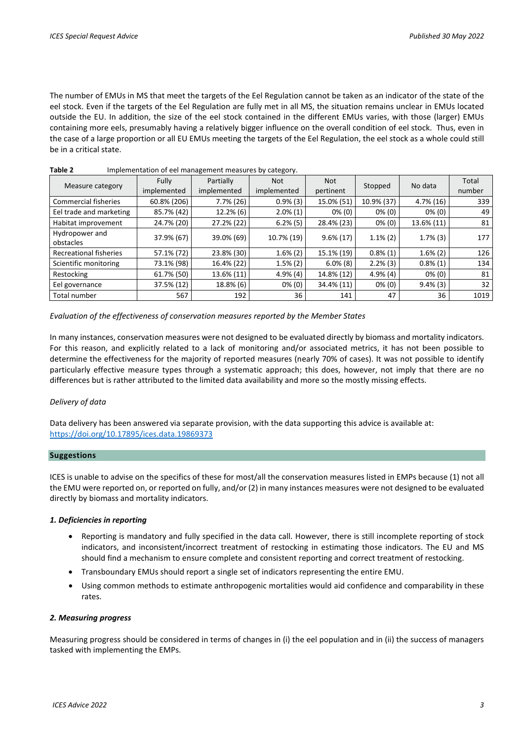The number of EMUs in MS that meet the targets of the Eel Regulation cannot be taken as an indicator of the state of the eel stock. Even if the targets of the Eel Regulation are fully met in all MS, the situation remains unclear in EMUs located outside the EU. In addition, the size of the eel stock contained in the different EMUs varies, with those (larger) EMUs containing more eels, presumably having a relatively bigger influence on the overall condition of eel stock. Thus, even in the case of a large proportion or all EU EMUs meeting the targets of the Eel Regulation, the eel stock as a whole could still be in a critical state.

**Table 2** Implementation of eel management measures by category.

| Measure category | Fully implemented | Partially implemented | Not implemented | Not pertinent | Stopped | No data | Total number |
|---|---|---|---|---|---|---|---|
| Commercial fisheries | 60.8% (206) | 7.7% (26) | 0.9% (3) | 15.0% (51) | 10.9% (37) | 4.7% (16) | 339 |
| Eel trade and marketing | 85.7% (42) | 12.2% (6) | 2.0% (1) | 0% (0) | 0% (0) | 0% (0) | 49 |
| Habitat improvement | 24.7% (20) | 27.2% (22) | 6.2% (5) | 28.4% (23) | 0% (0) | 13.6% (11) | 81 |
| Hydropower and obstacles | 37.9% (67) | 39.0% (69) | 10.7% (19) | 9.6% (17) | 1.1% (2) | 1.7% (3) | 177 |
| Recreational fisheries | 57.1% (72) | 23.8% (30) | 1.6% (2) | 15.1% (19) | 0.8% (1) | 1.6% (2) | 126 |
| Scientific monitoring | 73.1% (98) | 16.4% (22) | 1.5% (2) | 6.0% (8) | 2.2% (3) | 0.8% (1) | 134 |
| Restocking | 61.7% (50) | 13.6% (11) | 4.9% (4) | 14.8% (12) | 4.9% (4) | 0% (0) | 81 |
| Eel governance | 37.5% (12) | 18.8% (6) | 0% (0) | 34.4% (11) | 0% (0) | 9.4% (3) | 32 |
| Total number | 567 | 192 | 36 | 141 | 47 | 36 | 1019 |

*Evaluation of the effectiveness of conservation measures reported by the Member States*

In many instances, conservation measures were not designed to be evaluated directly by biomass and mortality indicators. For this reason, and explicitly related to a lack of monitoring and/or associated metrics, it has not been possible to determine the effectiveness for the majority of reported measures (nearly 70% of cases). It was not possible to identify particularly effective measure types through a systematic approach; this does, however, not imply that there are no differences but is rather attributed to the limited data availability and more so the mostly missing effects.

*Delivery of data*

Data delivery has been answered via separate provision, with the data supporting this advice is available at: https://doi.org/10.17895/ices.data.19869373

## Suggestions

ICES is unable to advise on the specifics of these for most/all the conservation measures listed in EMPs because (1) not all the EMU were reported on, or reported on fully, and/or (2) in many instances measures were not designed to be evaluated directly by biomass and mortality indicators.

### *1. Deficiencies in reporting*

- Reporting is mandatory and fully specified in the data call. However, there is still incomplete reporting of stock indicators, and inconsistent/incorrect treatment of restocking in estimating those indicators. The EU and MS should find a mechanism to ensure complete and consistent reporting and correct treatment of restocking.
- Transboundary EMUs should report a single set of indicators representing the entire EMU.
- Using common methods to estimate anthropogenic mortalities would aid confidence and comparability in these rates.

### *2. Measuring progress*

Measuring progress should be considered in terms of changes in (i) the eel population and in (ii) the success of managers tasked with implementing the EMPs.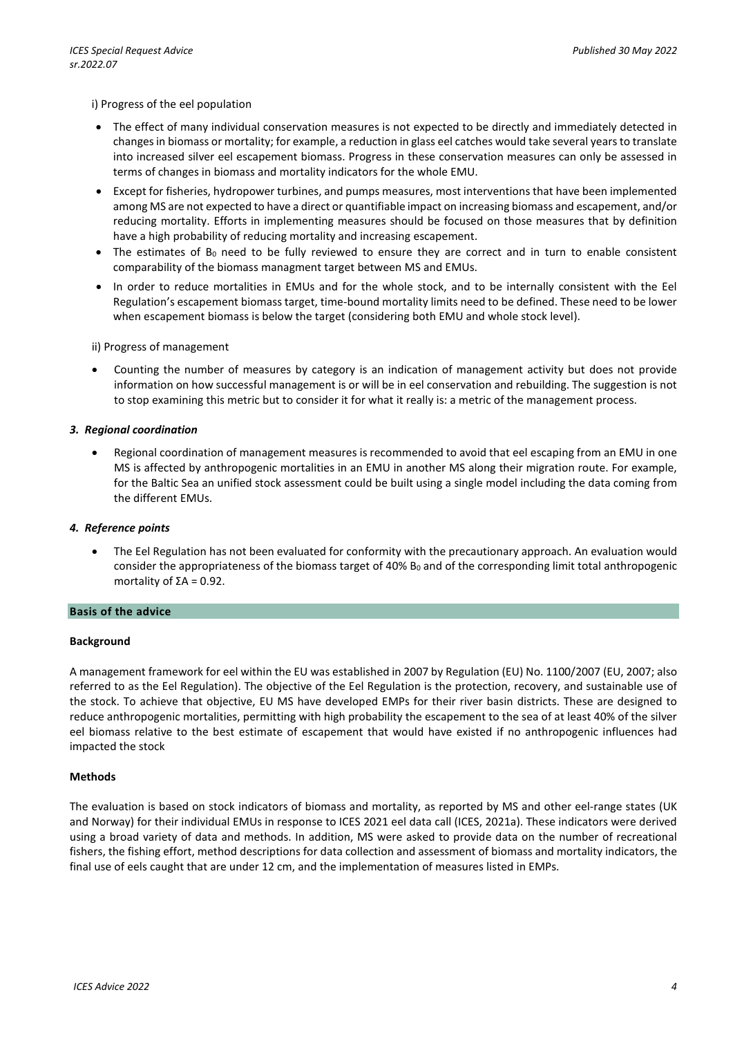i) Progress of the eel population

- The effect of many individual conservation measures is not expected to be directly and immediately detected in changes in biomass or mortality; for example, a reduction in glass eel catches would take several years to translate into increased silver eel escapement biomass. Progress in these conservation measures can only be assessed in terms of changes in biomass and mortality indicators for the whole EMU.
- Except for fisheries, hydropower turbines, and pumps measures, most interventions that have been implemented among MS are not expected to have a direct or quantifiable impact on increasing biomass and escapement, and/or reducing mortality. Efforts in implementing measures should be focused on those measures that by definition have a high probability of reducing mortality and increasing escapement.
- The estimates of $B_0$ need to be fully reviewed to ensure they are correct and in turn to enable consistent comparability of the biomass managment target between MS and EMUs.
- In order to reduce mortalities in EMUs and for the whole stock, and to be internally consistent with the Eel Regulation's escapement biomass target, time-bound mortality limits need to be defined. These need to be lower when escapement biomass is below the target (considering both EMU and whole stock level).

ii) Progress of management

- Counting the number of measures by category is an indication of management activity but does not provide information on how successful management is or will be in eel conservation and rebuilding. The suggestion is not to stop examining this metric but to consider it for what it really is: a metric of the management process.

### *3. Regional coordination*

- Regional coordination of management measures is recommended to avoid that eel escaping from an EMU in one MS is affected by anthropogenic mortalities in an EMU in another MS along their migration route. For example, for the Baltic Sea an unified stock assessment could be built using a single model including the data coming from the different EMUs.

### *4. Reference points*

- The Eel Regulation has not been evaluated for conformity with the precautionary approach. An evaluation would consider the appropriateness of the biomass target of 40% $B_0$ and of the corresponding limit total anthropogenic mortality of $\Sigma A = 0.92$.

## Basis of the advice

### Background

A management framework for eel within the EU was established in 2007 by Regulation (EU) No. 1100/2007 (EU, 2007; also referred to as the Eel Regulation). The objective of the Eel Regulation is the protection, recovery, and sustainable use of the stock. To achieve that objective, EU MS have developed EMPs for their river basin districts. These are designed to reduce anthropogenic mortalities, permitting with high probability the escapement to the sea of at least 40% of the silver eel biomass relative to the best estimate of escapement that would have existed if no anthropogenic influences had impacted the stock

### Methods

The evaluation is based on stock indicators of biomass and mortality, as reported by MS and other eel-range states (UK and Norway) for their individual EMUs in response to ICES 2021 eel data call (ICES, 2021a). These indicators were derived using a broad variety of data and methods. In addition, MS were asked to provide data on the number of recreational fishers, the fishing effort, method descriptions for data collection and assessment of biomass and mortality indicators, the final use of eels caught that are under 12 cm, and the implementation of measures listed in EMPs.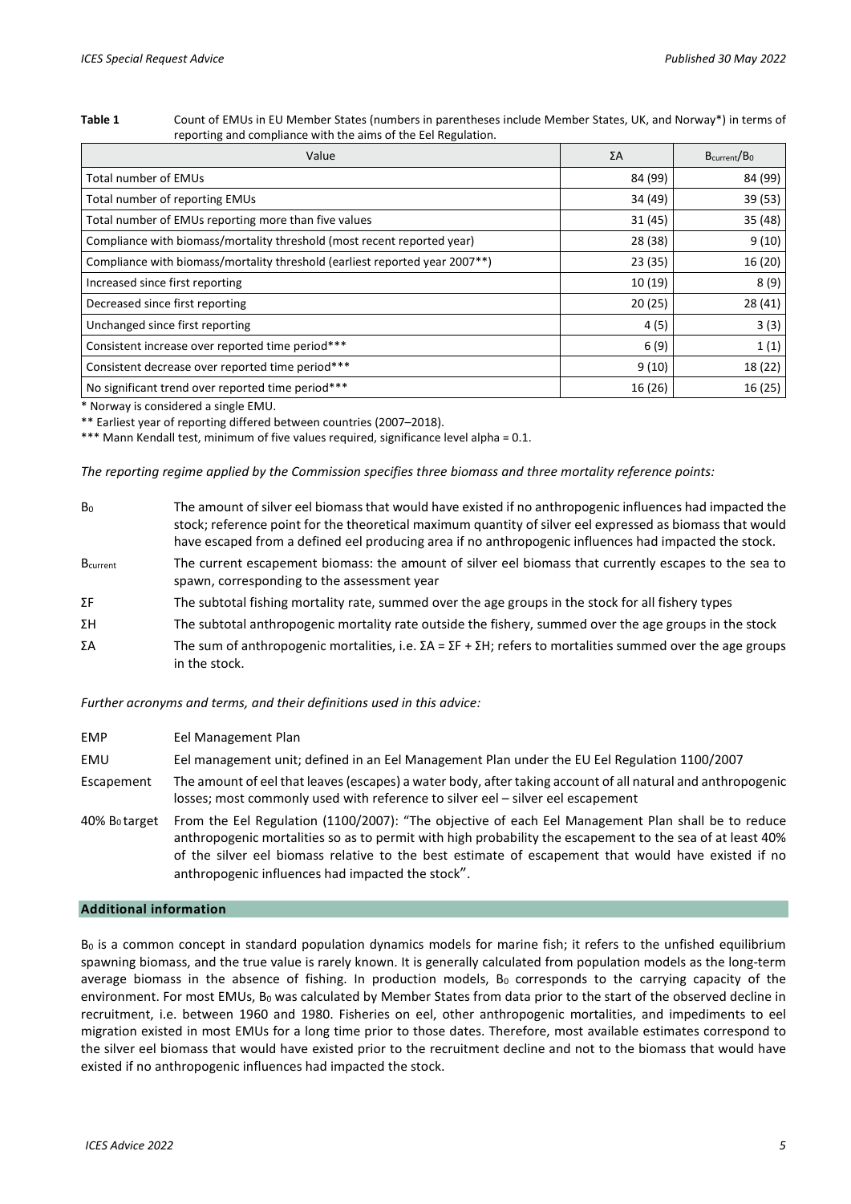**Table 1** Count of EMUs in EU Member States (numbers in parentheses include Member States, UK, and Norway*) in terms of reporting and compliance with the aims of the Eel Regulation.

| Value | ΣA | $B_{current}/B_0$ |
|---|---|---|
| Total number of EMUs | 84 (99) | 84 (99) |
| Total number of reporting EMUs | 34 (49) | 39 (53) |
| Total number of EMUs reporting more than five values | 31 (45) | 35 (48) |
| Compliance with biomass/mortality threshold (most recent reported year) | 28 (38) | 9 (10) |
| Compliance with biomass/mortality threshold (earliest reported year 2007**) | 23 (35) | 16 (20) |
| Increased since first reporting | 10 (19) | 8 (9) |
| Decreased since first reporting | 20 (25) | 28 (41) |
| Unchanged since first reporting | 4 (5) | 3 (3) |
| Consistent increase over reported time period*** | 6 (9) | 1 (1) |
| Consistent decrease over reported time period*** | 9 (10) | 18 (22) |
| No significant trend over reported time period*** | 16 (26) | 16 (25) |

\* Norway is considered a single EMU.

\** Earliest year of reporting differed between countries (2007–2018).

\*** Mann Kendall test, minimum of five values required, significance level alpha = 0.1.

*The reporting regime applied by the Commission specifies three biomass and three mortality reference points:*

$B_0$ The amount of silver eel biomass that would have existed if no anthropogenic influences had impacted the stock; reference point for the theoretical maximum quantity of silver eel expressed as biomass that would have escaped from a defined eel producing area if no anthropogenic influences had impacted the stock.

$B_{current}$ The current escapement biomass: the amount of silver eel biomass that currently escapes to the sea to spawn, corresponding to the assessment year

ΣF The subtotal fishing mortality rate, summed over the age groups in the stock for all fishery types

ΣH The subtotal anthropogenic mortality rate outside the fishery, summed over the age groups in the stock

ΣA The sum of anthropogenic mortalities, i.e. ΣA = ΣF + ΣH; refers to mortalities summed over the age groups in the stock.

*Further acronyms and terms, and their definitions used in this advice:*

EMP Eel Management Plan

EMU Eel management unit; defined in an Eel Management Plan under the EU Eel Regulation 1100/2007

Escapement The amount of eel that leaves (escapes) a water body, after taking account of all natural and anthropogenic losses; most commonly used with reference to silver eel – silver eel escapement

40% $B_0$ target From the Eel Regulation (1100/2007): "The objective of each Eel Management Plan shall be to reduce anthropogenic mortalities so as to permit with high probability the escapement to the sea of at least 40% of the silver eel biomass relative to the best estimate of escapement that would have existed if no anthropogenic influences had impacted the stock".

## Additional information

$B_0$ is a common concept in standard population dynamics models for marine fish; it refers to the unfished equilibrium spawning biomass, and the true value is rarely known. It is generally calculated from population models as the long-term average biomass in the absence of fishing. In production models, $B_0$ corresponds to the carrying capacity of the environment. For most EMUs, $B_0$ was calculated by Member States from data prior to the start of the observed decline in recruitment, i.e. between 1960 and 1980. Fisheries on eel, other anthropogenic mortalities, and impediments to eel migration existed in most EMUs for a long time prior to those dates. Therefore, most available estimates correspond to the silver eel biomass that would have existed prior to the recruitment decline and not to the biomass that would have existed if no anthropogenic influences had impacted the stock.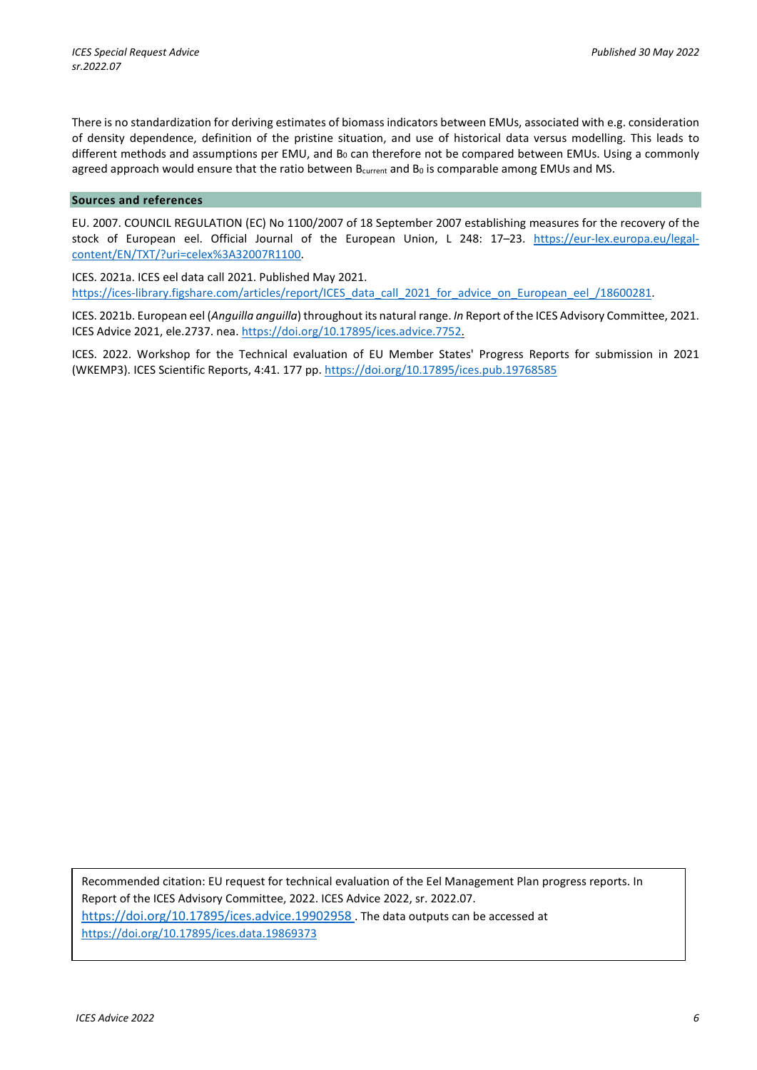There is no standardization for deriving estimates of biomass indicators between EMUs, associated with e.g. consideration of density dependence, definition of the pristine situation, and use of historical data versus modelling. This leads to different methods and assumptions per EMU, and $B_0$ can therefore not be compared between EMUs. Using a commonly agreed approach would ensure that the ratio between $B_{current}$ and $B_0$ is comparable among EMUs and MS.

## Sources and references

EU. 2007. COUNCIL REGULATION (EC) No 1100/2007 of 18 September 2007 establishing measures for the recovery of the stock of European eel. Official Journal of the European Union, L 248: 17–23. https://eur-lex.europa.eu/legal-content/EN/TXT/?uri=celex%3A32007R1100.

ICES. 2021a. ICES eel data call 2021. Published May 2021. https://ices-library.figshare.com/articles/report/ICES_data_call_2021_for_advice_on_European_eel_/18600281.

ICES. 2021b. European eel (*Anguilla anguilla*) throughout its natural range. *In* Report of the ICES Advisory Committee, 2021. ICES Advice 2021, ele.2737. nea. https://doi.org/10.17895/ices.advice.7752.

ICES. 2022. Workshop for the Technical evaluation of EU Member States' Progress Reports for submission in 2021 (WKEMP3). ICES Scientific Reports, 4:41. 177 pp. https://doi.org/10.17895/ices.pub.19768585

Recommended citation: EU request for technical evaluation of the Eel Management Plan progress reports. In Report of the ICES Advisory Committee, 2022. ICES Advice 2022, sr. 2022.07. https://doi.org/10.17895/ices.advice.19902958. The data outputs can be accessed at https://doi.org/10.17895/ices.data.19869373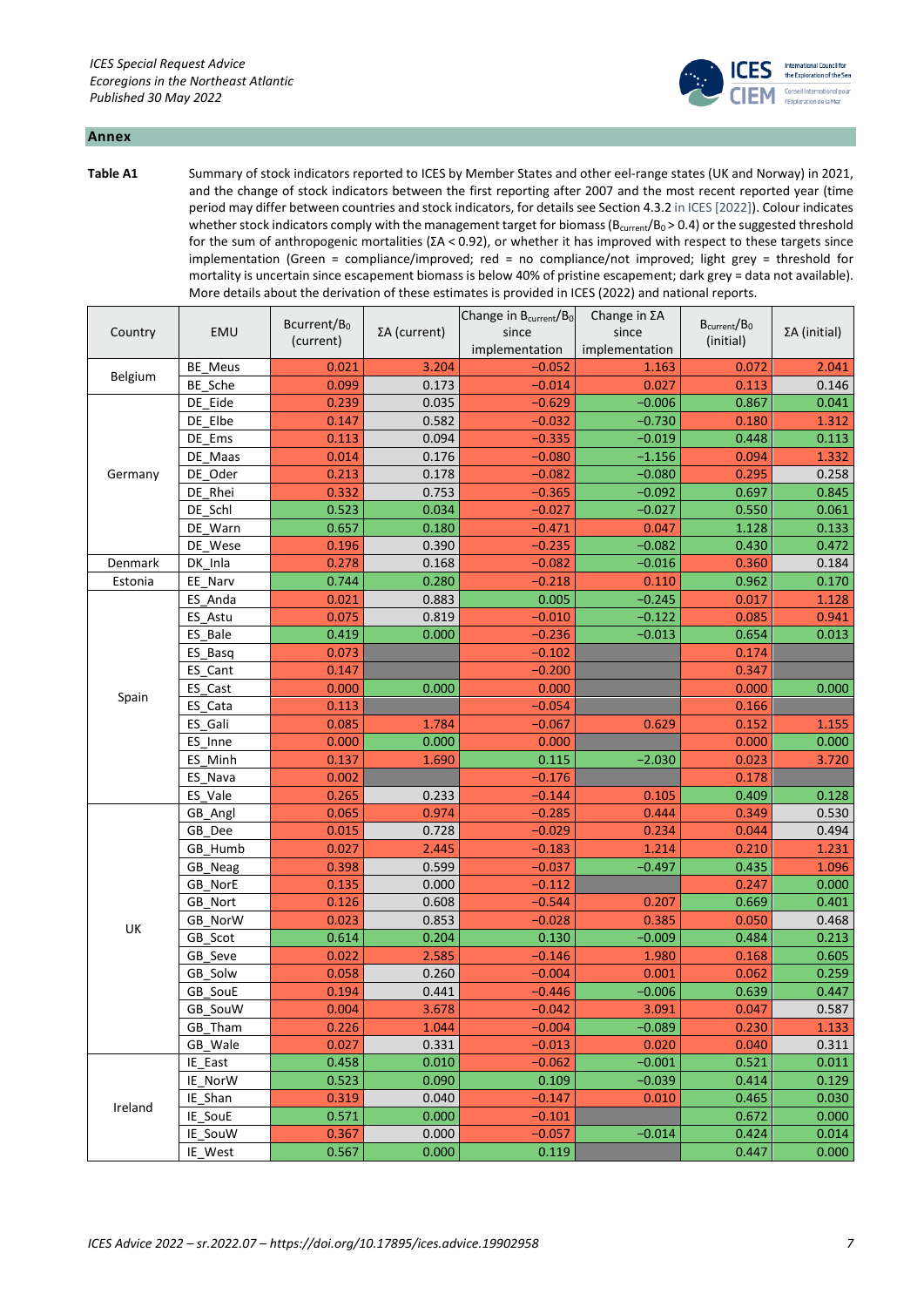## Annex

**Table A1** Summary of stock indicators reported to ICES by Member States and other eel-range states (UK and Norway) in 2021, and the change of stock indicators between the first reporting after 2007 and the most recent reported year (time period may differ between countries and stock indicators, for details see Section 4.3.2 in ICES [2022]). Colour indicates whether stock indicators comply with the management target for biomass ($B_{current}/B_0 > 0.4$) or the suggested threshold for the sum of anthropogenic mortalities ($\Sigma A < 0.92$), or whether it has improved with respect to these targets since implementation (Green = compliance/improved; red = no compliance/not improved; light grey = threshold for mortality is uncertain since escapement biomass is below 40% of pristine escapement; dark grey = data not available). More details about the derivation of these estimates is provided in ICES (2022) and national reports.

| Country | EMU | $B_{current}/B_0$ (current) | $\Sigma A$ (current) | Change in $B_{current}/B_0$ since implementation | Change in $\Sigma A$ since implementation | $B_{current}/B_0$ (initial) | $\Sigma A$ (initial) |
|---|---|---|---|---|---|---|---|
| Belgium | BE_Meus | 0.021 | 3.204 | −0.052 | 1.163 | 0.072 | 2.041 |
| | BE_Sche | 0.099 | 0.173 | −0.014 | 0.027 | 0.113 | 0.146 |
| Germany | DE_Eide | 0.239 | 0.035 | −0.629 | −0.006 | 0.867 | 0.041 |
| | DE_Elbe | 0.147 | 0.582 | −0.032 | −0.730 | 0.180 | 1.312 |
| | DE_Ems | 0.113 | 0.094 | −0.335 | −0.019 | 0.448 | 0.113 |
| | DE_Maas | 0.014 | 0.176 | −0.080 | −1.156 | 0.094 | 1.332 |
| | DE_Oder | 0.213 | 0.178 | −0.082 | −0.080 | 0.295 | 0.258 |
| | DE_Rhei | 0.332 | 0.753 | −0.365 | −0.092 | 0.697 | 0.845 |
| | DE_Schl | 0.523 | 0.034 | −0.027 | −0.027 | 0.550 | 0.061 |
| | DE_Warn | 0.657 | 0.180 | −0.471 | 0.047 | 1.128 | 0.133 |
| | DE_Wese | 0.196 | 0.390 | −0.235 | −0.082 | 0.430 | 0.472 |
| Denmark | DK_Inla | 0.278 | 0.168 | −0.082 | −0.016 | 0.360 | 0.184 |
| Estonia | EE_Narv | 0.744 | 0.280 | −0.218 | 0.110 | 0.962 | 0.170 |
| Spain | ES_Anda | 0.021 | 0.883 | 0.005 | −0.245 | 0.017 | 1.128 |
| | ES_Astu | 0.075 | 0.819 | −0.010 | −0.122 | 0.085 | 0.941 |
| | ES_Bale | 0.419 | 0.000 | −0.236 | −0.013 | 0.654 | 0.013 |
| | ES_Basq | 0.073 | | −0.102 | | 0.174 | |
| | ES_Cant | 0.147 | | −0.200 | | 0.347 | |
| | ES_Cast | 0.000 | 0.000 | 0.000 | | 0.000 | 0.000 |
| | ES_Cata | 0.113 | | −0.054 | | 0.166 | |
| | ES_Gali | 0.085 | 1.784 | −0.067 | 0.629 | 0.152 | 1.155 |
| | ES_Inne | 0.000 | 0.000 | 0.000 | | 0.000 | 0.000 |
| | ES_Minh | 0.137 | 1.690 | 0.115 | −2.030 | 0.023 | 3.720 |
| | ES_Nava | 0.002 | | −0.176 | | 0.178 | |
| | ES_Vale | 0.265 | 0.233 | −0.144 | 0.105 | 0.409 | 0.128 |
| UK | GB_Angl | 0.065 | 0.974 | −0.285 | 0.444 | 0.349 | 0.530 |
| | GB_Dee | 0.015 | 0.728 | −0.029 | 0.234 | 0.044 | 0.494 |
| | GB_Humb | 0.027 | 2.445 | −0.183 | 1.214 | 0.210 | 1.231 |
| | GB_Neag | 0.398 | 0.599 | −0.037 | −0.497 | 0.435 | 1.096 |
| | GB_NorE | 0.135 | 0.000 | −0.112 | | 0.247 | 0.000 |
| | GB_Nort | 0.126 | 0.608 | −0.544 | 0.207 | 0.669 | 0.401 |
| | GB_NorW | 0.023 | 0.853 | −0.028 | 0.385 | 0.050 | 0.468 |
| | GB_Scot | 0.614 | 0.204 | 0.130 | −0.009 | 0.484 | 0.213 |
| | GB_Seve | 0.022 | 2.585 | −0.146 | 1.980 | 0.168 | 0.605 |
| | GB_Solw | 0.058 | 0.260 | −0.004 | 0.001 | 0.062 | 0.259 |
| | GB_SouE | 0.194 | 0.441 | −0.446 | −0.006 | 0.639 | 0.447 |
| | GB_SouW | 0.004 | 3.678 | −0.042 | 3.091 | 0.047 | 0.587 |
| | GB_Tham | 0.226 | 1.044 | −0.004 | −0.089 | 0.230 | 1.133 |
| | GB_Wale | 0.027 | 0.331 | −0.013 | 0.020 | 0.040 | 0.311 |
| Ireland | IE_East | 0.458 | 0.010 | −0.062 | −0.001 | 0.521 | 0.011 |
| | IE_NorW | 0.523 | 0.090 | 0.109 | −0.039 | 0.414 | 0.129 |
| | IE_Shan | 0.319 | 0.040 | −0.147 | 0.010 | 0.465 | 0.030 |
| | IE_SouE | 0.571 | 0.000 | −0.101 | | 0.672 | 0.000 |
| | IE_SouW | 0.367 | 0.000 | −0.057 | −0.014 | 0.424 | 0.014 |
| | IE_West | 0.567 | 0.000 | 0.119 | | 0.447 | 0.000 |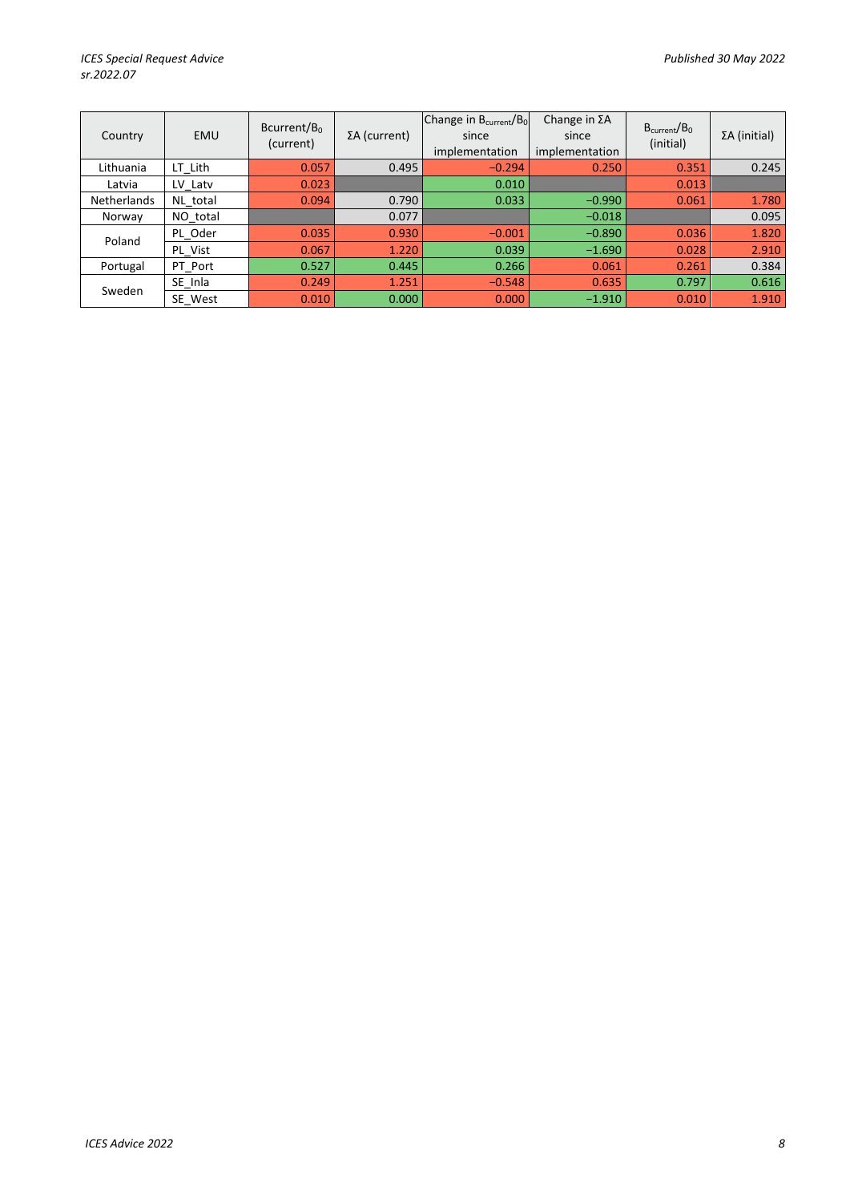| Country | EMU | $B_{current}/B_0$ (current) | ΣA (current) | Change in $B_{current}/B_0$ since implementation | Change in ΣA since implementation | $B_{current}/B_0$ (initial) | ΣA (initial) |
|---|---|---|---|---|---|---|---|
| Lithuania | LT_Lith | 0.057 | 0.495 | −0.294 | 0.250 | 0.351 | 0.245 |
| Latvia | LV_Latv | 0.023 | | 0.010 | | 0.013 | |
| Netherlands | NL_total | 0.094 | 0.790 | 0.033 | −0.990 | 0.061 | 1.780 |
| Norway | NO_total | | 0.077 | | −0.018 | | 0.095 |
| Poland | PL_Oder | 0.035 | 0.930 | −0.001 | −0.890 | 0.036 | 1.820 |
| | PL_Vist | 0.067 | 1.220 | 0.039 | −1.690 | 0.028 | 2.910 |
| Portugal | PT_Port | 0.527 | 0.445 | 0.266 | 0.061 | 0.261 | 0.384 |
| Sweden | SE_Inla | 0.249 | 1.251 | −0.548 | 0.635 | 0.797 | 0.616 |
| | SE_West | 0.010 | 0.000 | 0.000 | −1.910 | 0.010 | 1.910 |